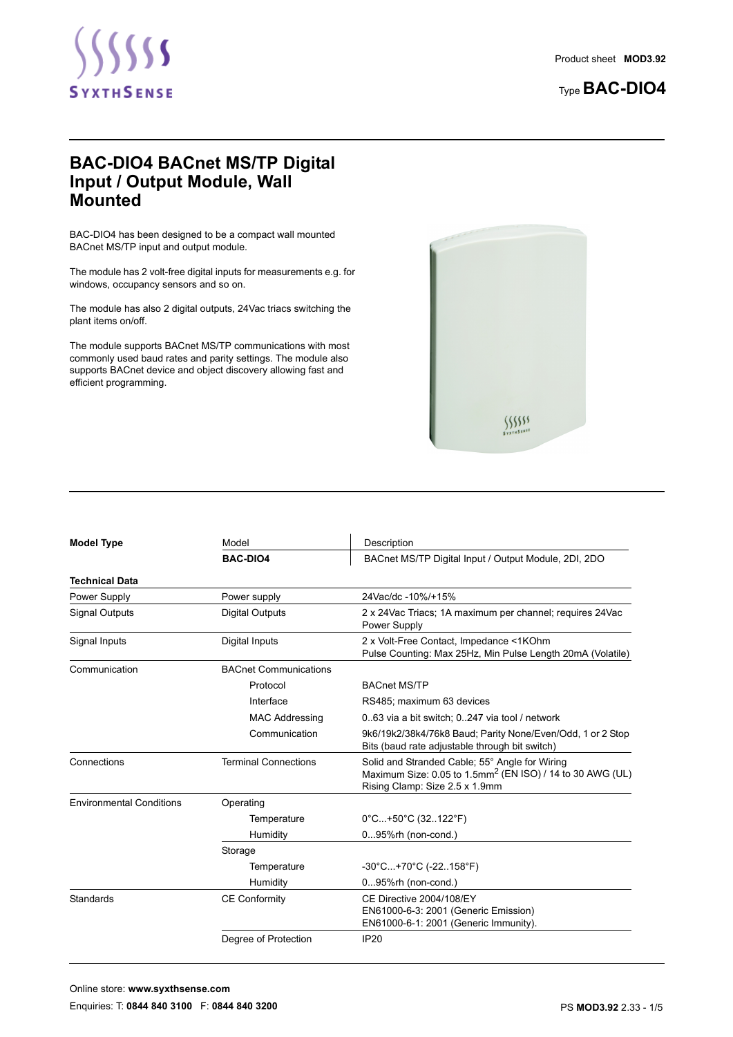Product sheet **MOD3.92**

Type **BAC-DIO4**

# BAC-DIO4 BACnet MS/TP Digital Input / Output Module, Wall Mounted

BAC-DIO4 has been designed to be a compact wall mounted BACnet MS/TP input and output module.

The module has 2 volt-free digital inputs for measurements e.g. for windows, occupancy sensors and so on.

The module has also 2 digital outputs, 24Vac triacs switching the plant items on/off.

The module supports BACnet MS/TP communications with most commonly used baud rates and parity settings. The module also supports BACnet device and object discovery allowing fast and efficient programming.

| **Model Type** | Model | Description |
|---|---|---|
| | **BAC-DIO4** | BACnet MS/TP Digital Input / Output Module, 2DI, 2DO |

| **Technical Data** | | |
|---|---|---|
| Power Supply | Power supply | 24Vac/dc -10%/+15% |
| Signal Outputs | Digital Outputs | 2 x 24Vac Triacs; 1A maximum per channel; requires 24Vac Power Supply |
| Signal Inputs | Digital Inputs | 2 x Volt-Free Contact, Impedance <1KOhm<br>Pulse Counting: Max 25Hz, Min Pulse Length 20mA (Volatile) |
| Communication | BACnet Communications | |
| | Protocol | BACnet MS/TP |
| | Interface | RS485; maximum 63 devices |
| | MAC Addressing | 0..63 via a bit switch; 0..247 via tool / network |
| | Communication | 9k6/19k2/38k4/76k8 Baud; Parity None/Even/Odd, 1 or 2 Stop Bits (baud rate adjustable through bit switch) |
| Connections | Terminal Connections | Solid and Stranded Cable; 55° Angle for Wiring<br>Maximum Size: 0.05 to 1.5mm$^2$ (EN ISO) / 14 to 30 AWG (UL)<br>Rising Clamp: Size 2.5 x 1.9mm |
| Environmental Conditions | Operating | |
| | Temperature | 0°C...+50°C (32..122°F) |
| | Humidity | 0...95%rh (non-cond.) |
| | Storage | |
| | Temperature | -30°C...+70°C (-22..158°F) |
| | Humidity | 0...95%rh (non-cond.) |
| Standards | CE Conformity | CE Directive 2004/108/EY<br>EN61000-6-3: 2001 (Generic Emission)<br>EN61000-6-1: 2001 (Generic Immunity). |
| | Degree of Protection | IP20 |

Online store: **www.syxthsense.com**

Enquiries: T: **0844 840 3100** F: **0844 840 3200**

PS **MOD3.92** 2.33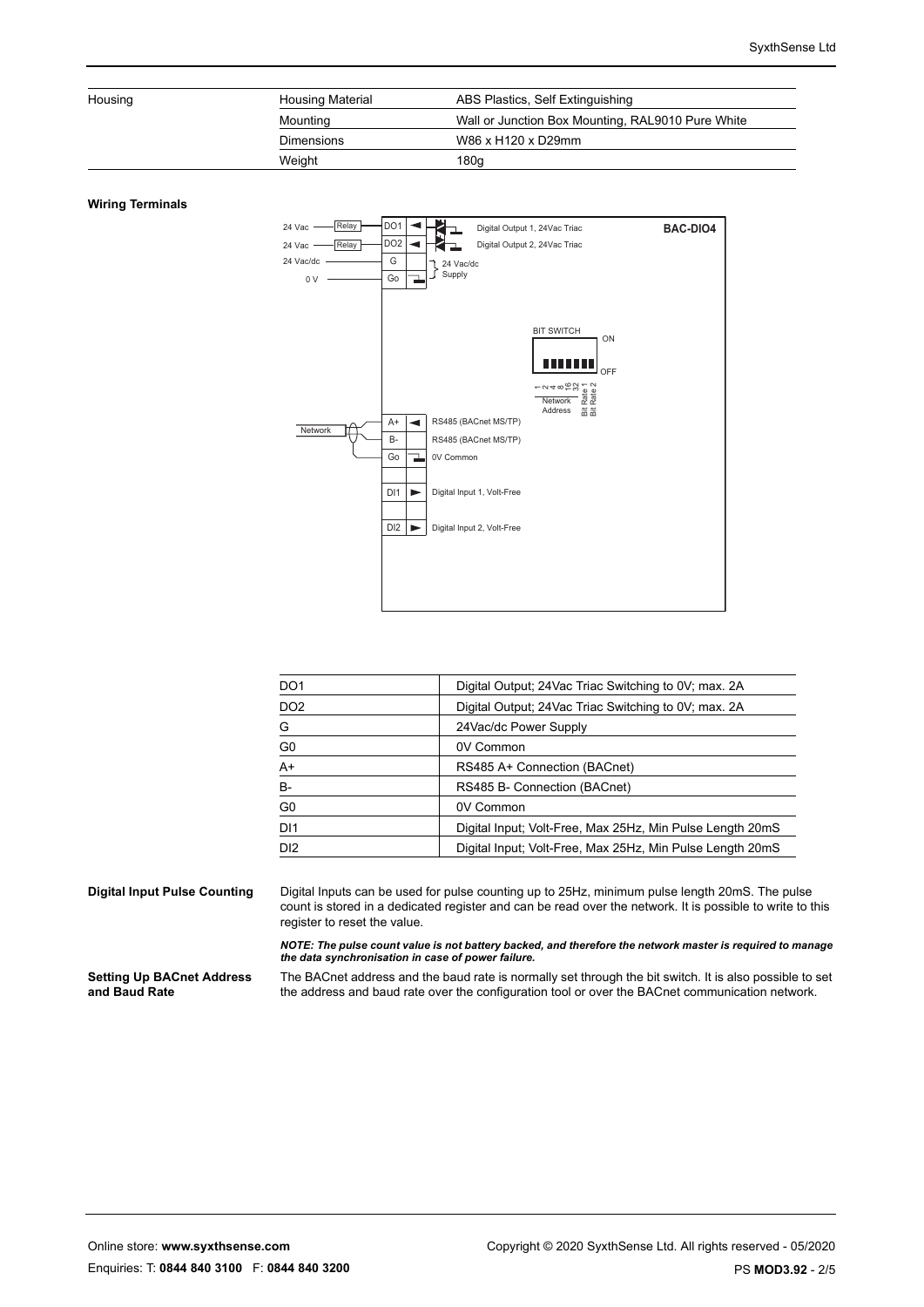| Housing | Housing Material | ABS Plastics, Self Extinguishing |
|---|---|---|
| | Mounting | Wall or Junction Box Mounting, RAL9010 Pure White |
| | Dimensions | W86 x H120 x D29mm |
| | Weight | 180g |

**Wiring Terminals**

| | |
|---|---|
| DO1 | Digital Output; 24Vac Triac Switching to 0V; max. 2A |
| DO2 | Digital Output; 24Vac Triac Switching to 0V; max. 2A |
| G | 24Vac/dc Power Supply |
| G0 | 0V Common |
| A+ | RS485 A+ Connection (BACnet) |
| B- | RS485 B- Connection (BACnet) |
| G0 | 0V Common |
| DI1 | Digital Input; Volt-Free, Max 25Hz, Min Pulse Length 20mS |
| DI2 | Digital Input; Volt-Free, Max 25Hz, Min Pulse Length 20mS |

**Digital Input Pulse Counting**

Digital Inputs can be used for pulse counting up to 25Hz, minimum pulse length 20mS. The pulse count is stored in a dedicated register and can be read over the network. It is possible to write to this register to reset the value.

***NOTE: The pulse count value is not battery backed, and therefore the network master is required to manage the data synchronisation in case of power failure.***

**Setting Up BACnet Address and Baud Rate**

The BACnet address and the baud rate is normally set through the bit switch. It is also possible to set the address and baud rate over the configuration tool or over the BACnet communication network.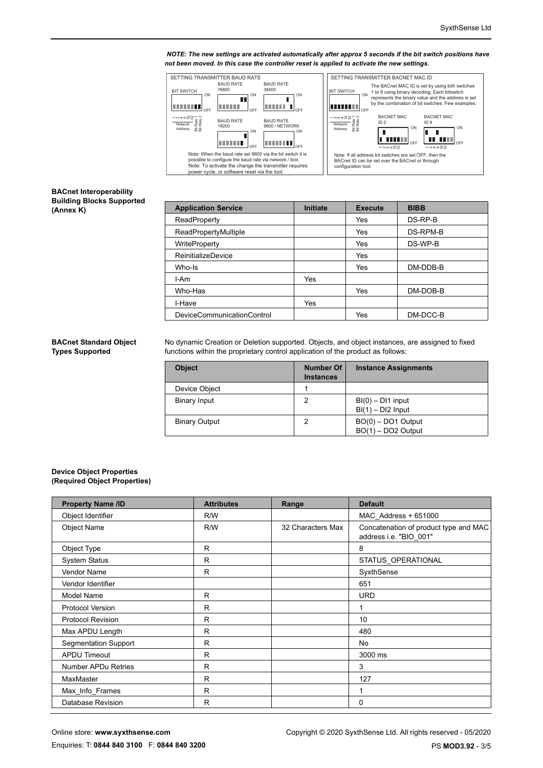***NOTE: The new settings are activated automatically after approx 5 seconds if the bit switch positions have not been moved. In this case the controller reset is applied to activate the new settings.***

SETTING TRANSMITTER BAUD RATE

BIT SWITCH — ON / OFF — 1 2 4 8 16 32 Network Address, Bit Rate 1, Bit Rate 2

BAUD RATE 76800 — BAUD RATE 38400 — BAUD RATE 19200 — BAUD RATE 9600 / NETWORK

Note: When the baud rate set 9600 via the bit switch it is possible to configure the baud rate via network / tool.
Note: To activate the change the transmitter requires power cycle, or software reset via the tool.

SETTING TRANSMITTER BACNET MAC ID

BIT SWITCH — ON / OFF — 1 2 4 8 16 32 Network Address, Bit Rate 1, Bit Rate 2

The BACnet MAC ID is set by using bith switches 1 to 6 using binary decoding. Each bitswitch represents the binary value and the address is set by the combination of bit switches. Few examples:

BACNET MAC ID 2 — BACNET MAC ID 9

Note: If all address bit switches are set OFF, then the BACnet ID can be set over the BACnet or through configuration tool.

**BACnet Interoperability Building Blocks Supported (Annex K)**

| Application Service | Initiate | Execute | BIBB |
|---|---|---|---|
| ReadProperty | | Yes | DS-RP-B |
| ReadPropertyMultiple | | Yes | DS-RPM-B |
| WriteProperty | | Yes | DS-WP-B |
| ReinitializeDevice | | Yes | |
| Who-Is | | Yes | DM-DDB-B |
| I-Am | Yes | | |
| Who-Has | | Yes | DM-DOB-B |
| I-Have | Yes | | |
| DeviceCommunicationControl | | Yes | DM-DCC-B |

**BACnet Standard Object Types Supported**

No dynamic Creation or Deletion supported. Objects, and object instances, are assigned to fixed functions within the proprietary control application of the product as follows:

| Object | Number Of Instances | Instance Assignments |
|---|---|---|
| Device Object | 1 | |
| Binary Input | 2 | BI(0) – DI1 input<br>BI(1) – DI2 Input |
| Binary Output | 2 | BO(0) – DO1 Output<br>BO(1) – DO2 Output |

**Device Object Properties (Required Object Properties)**

| Property Name /ID | Attributes | Range | Default |
|---|---|---|---|
| Object Identifier | R/W | | MAC_Address + 651000 |
| Object Name | R/W | 32 Characters Max | Concatenation of product type and MAC address i.e. "BIO_001" |
| Object Type | R | | 8 |
| System Status | R | | STATUS_OPERATIONAL |
| Vendor Name | R | | SyxthSense |
| Vendor Identifier | | | 651 |
| Model Name | R | | URD |
| Protocol Version | R | | 1 |
| Protocol Revision | R | | 10 |
| Max APDU Length | R | | 480 |
| Segmentation Support | R | | No |
| APDU Timeout | R | | 3000 ms |
| Number APDu Retries | R | | 3 |
| MaxMaster | R | | 127 |
| Max_Info_Frames | R | | 1 |
| Database Revision | R | | 0 |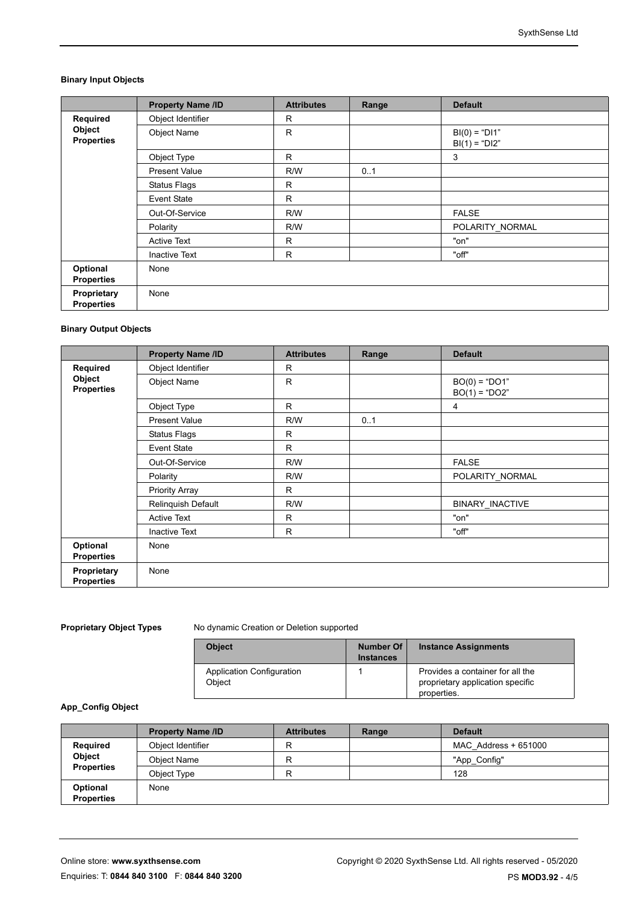**Binary Input Objects**

| | Property Name /ID | Attributes | Range | Default |
|---|---|---|---|---|
| **Required Object Properties** | Object Identifier | R | | |
| | Object Name | R | | BI(0) = "DI1"<br>BI(1) = "DI2" |
| | Object Type | R | | 3 |
| | Present Value | R/W | 0..1 | |
| | Status Flags | R | | |
| | Event State | R | | |
| | Out-Of-Service | R/W | | FALSE |
| | Polarity | R/W | | POLARITY_NORMAL |
| | Active Text | R | | "on" |
| | Inactive Text | R | | "off" |
| **Optional Properties** | None | | | |
| **Proprietary Properties** | None | | | |

**Binary Output Objects**

| | Property Name /ID | Attributes | Range | Default |
|---|---|---|---|---|
| **Required Object Properties** | Object Identifier | R | | |
| | Object Name | R | | BO(0) = "DO1"<br>BO(1) = "DO2" |
| | Object Type | R | | 4 |
| | Present Value | R/W | 0..1 | |
| | Status Flags | R | | |
| | Event State | R | | |
| | Out-Of-Service | R/W | | FALSE |
| | Polarity | R/W | | POLARITY_NORMAL |
| | Priority Array | R | | |
| | Relinquish Default | R/W | | BINARY_INACTIVE |
| | Active Text | R | | "on" |
| | Inactive Text | R | | "off" |
| **Optional Properties** | None | | | |
| **Proprietary Properties** | None | | | |

**Proprietary Object Types**

No dynamic Creation or Deletion supported

| Object | Number Of Instances | Instance Assignments |
|---|---|---|
| Application Configuration Object | 1 | Provides a container for all the proprietary application specific properties. |

**App_Config Object**

| | Property Name /ID | Attributes | Range | Default |
|---|---|---|---|---|
| **Required Object Properties** | Object Identifier | R | | MAC_Address + 651000 |
| | Object Name | R | | "App_Config" |
| | Object Type | R | | 128 |
| **Optional Properties** | None | | | |

Online store: **www.syxthsense.com**
Enquiries: T: **0844 840 3100** F: **0844 840 3200**

Copyright © 2020 SyxthSense Ltd. All rights reserved - 05/2020
PS **MOD3.92**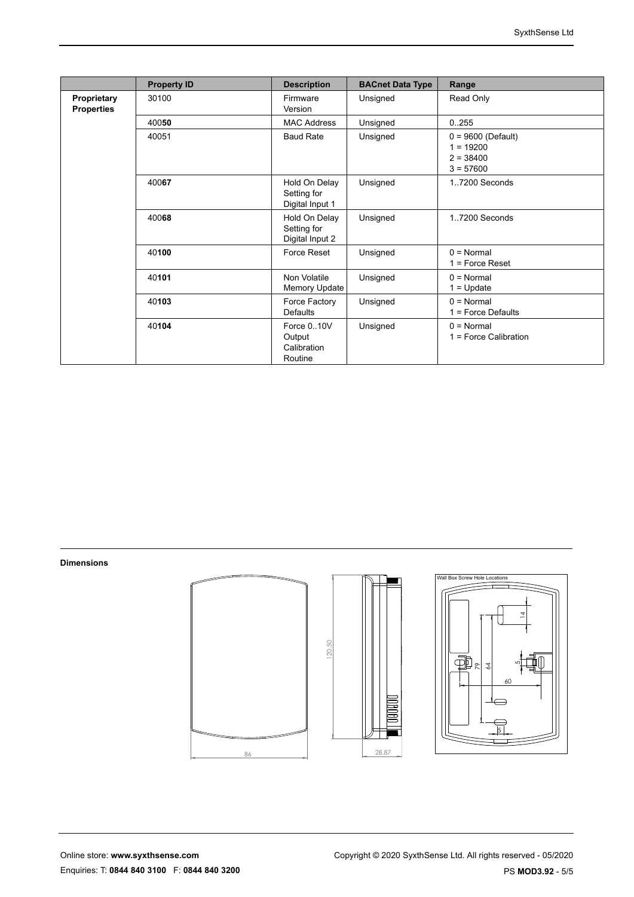| | Property ID | Description | BACnet Data Type | Range |
|---|---|---|---|---|
| **Proprietary Properties** | 30100 | Firmware Version | Unsigned | Read Only |
| | 400**50** | MAC Address | Unsigned | 0..255 |
| | 40051 | Baud Rate | Unsigned | 0 = 9600 (Default)<br>1 = 19200<br>2 = 38400<br>3 = 57600 |
| | 400**67** | Hold On Delay Setting for Digital Input 1 | Unsigned | 1..7200 Seconds |
| | 400**68** | Hold On Delay Setting for Digital Input 2 | Unsigned | 1..7200 Seconds |
| | 40**100** | Force Reset | Unsigned | 0 = Normal<br>1 = Force Reset |
| | 40**101** | Non Volatile Memory Update | Unsigned | 0 = Normal<br>1 = Update |
| | 40**103** | Force Factory Defaults | Unsigned | 0 = Normal<br>1 = Force Defaults |
| | 40**104** | Force 0..10V Output Calibration Routine | Unsigned | 0 = Normal<br>1 = Force Calibration |

**Dimensions**

86

120.50

28.87

Wall Box Screw Hole Locations

14

79

64

5

60

5

Online store: **www.syxthsense.com**

Enquiries: T: **0844 840 3100** F: **0844 840 3200**

Copyright © 2020 SyxthSense Ltd. All rights reserved - 05/2020

PS **MOD3.92**